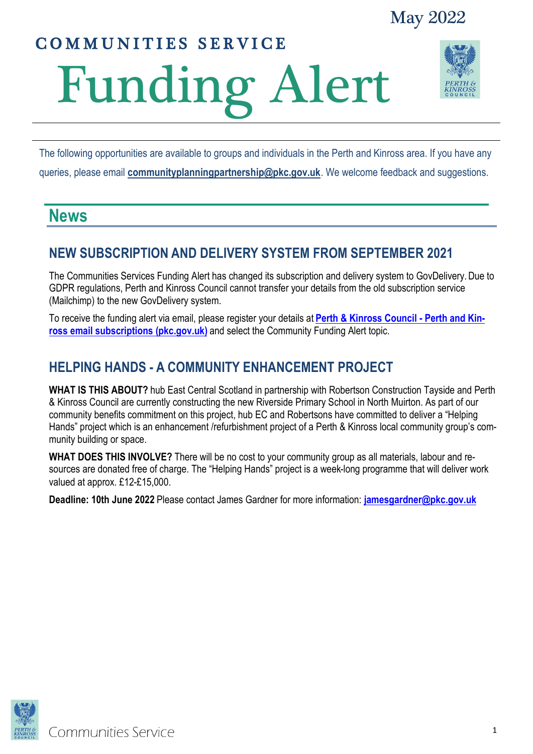May 2022

# COMMUNITIES SERVICE

# Funding Alert

The following opportunities are available to groups and individuals in the Perth and Kinross area. If you have any queries, please email **communityplanningpartnership@pkc.gov.uk**. We welcome feedback and suggestions.

## News

### NEW SUBSCRIPTION AND DELIVERY SYSTEM FROM SEPTEMBER 2021

The Communities Services Funding Alert has changed its subscription and delivery system to GovDelivery. Due to GDPR regulations, Perth and Kinross Council cannot transfer your details from the old subscription service (Mailchimp) to the new GovDelivery system.

To receive the funding alert via email, please register your details at **Perth & Kinross Council - Perth and Kinross email subscriptions (pkc.gov.uk)** and select the Community Funding Alert topic.

### HELPING HANDS - A COMMUNITY ENHANCEMENT PROJECT

**WHAT IS THIS ABOUT?** hub East Central Scotland in partnership with Robertson Construction Tayside and Perth & Kinross Council are currently constructing the new Riverside Primary School in North Muirton. As part of our community benefits commitment on this project, hub EC and Robertsons have committed to deliver a "Helping Hands" project which is an enhancement /refurbishment project of a Perth & Kinross local community group's community building or space.

**WHAT DOES THIS INVOLVE?** There will be no cost to your community group as all materials, labour and resources are donated free of charge. The "Helping Hands" project is a week-long programme that will deliver work valued at approx. £12-£15,000.

**Deadline: 10th June 2022** Please contact James Gardner for more information: **jamesgardner@pkc.gov.uk**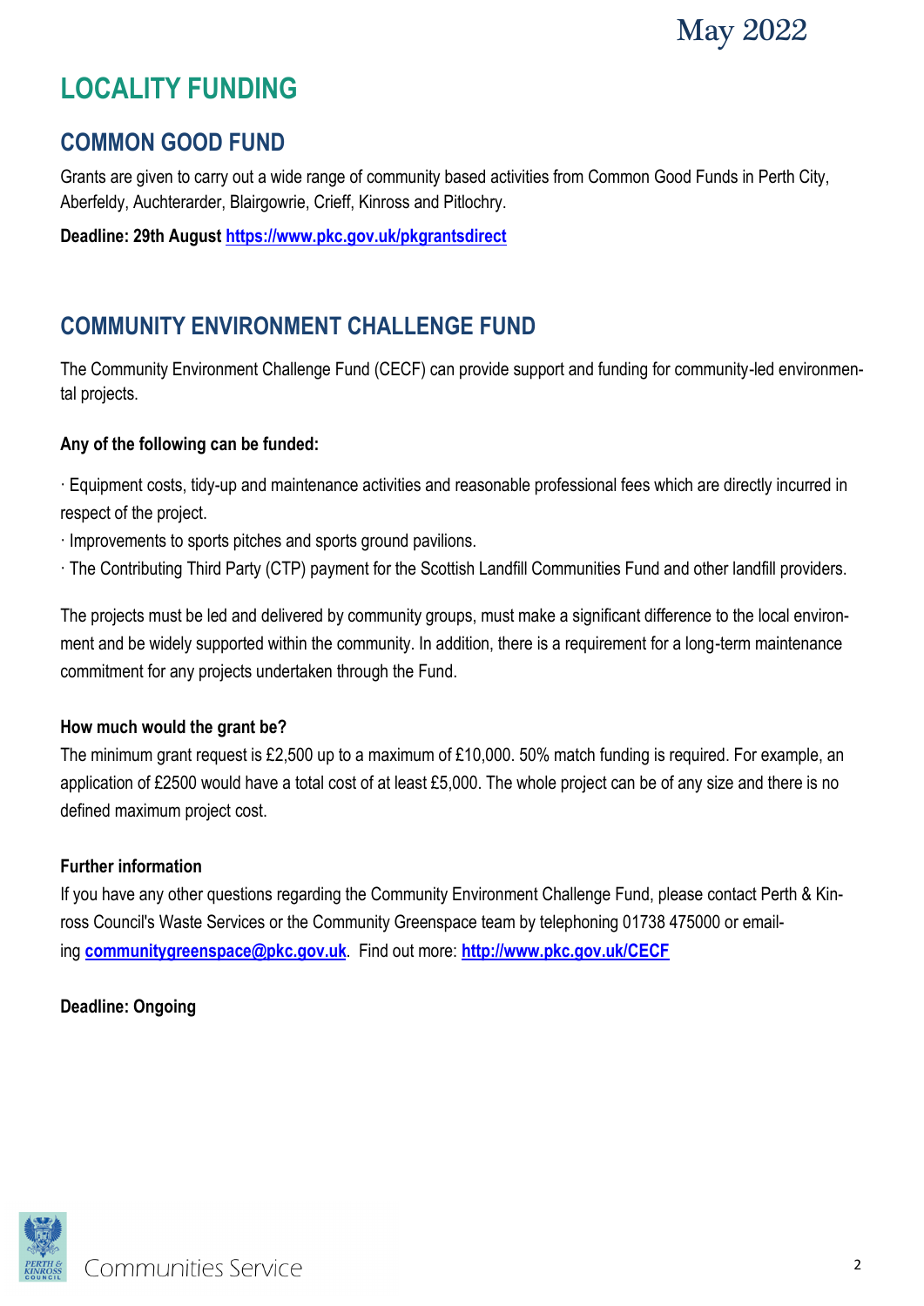# LOCALITY FUNDING

## COMMON GOOD FUND

Grants are given to carry out a wide range of community based activities from Common Good Funds in Perth City, Aberfeldy, Auchterarder, Blairgowrie, Crieff, Kinross and Pitlochry.

**Deadline: 29th August https://www.pkc.gov.uk/pkgrantsdirect**

## COMMUNITY ENVIRONMENT CHALLENGE FUND

The Community Environment Challenge Fund (CECF) can provide support and funding for community-led environmental projects.

**Any of the following can be funded:**

· Equipment costs, tidy-up and maintenance activities and reasonable professional fees which are directly incurred in respect of the project.
· Improvements to sports pitches and sports ground pavilions.
· The Contributing Third Party (CTP) payment for the Scottish Landfill Communities Fund and other landfill providers.

The projects must be led and delivered by community groups, must make a significant difference to the local environment and be widely supported within the community. In addition, there is a requirement for a long-term maintenance commitment for any projects undertaken through the Fund.

**How much would the grant be?**

The minimum grant request is £2,500 up to a maximum of £10,000. 50% match funding is required. For example, an application of £2500 would have a total cost of at least £5,000. The whole project can be of any size and there is no defined maximum project cost.

**Further information**

If you have any other questions regarding the Community Environment Challenge Fund, please contact Perth & Kinross Council's Waste Services or the Community Greenspace team by telephoning 01738 475000 or emailing **communitygreenspace@pkc.gov.uk**. Find out more: **http://www.pkc.gov.uk/CECF**

**Deadline: Ongoing**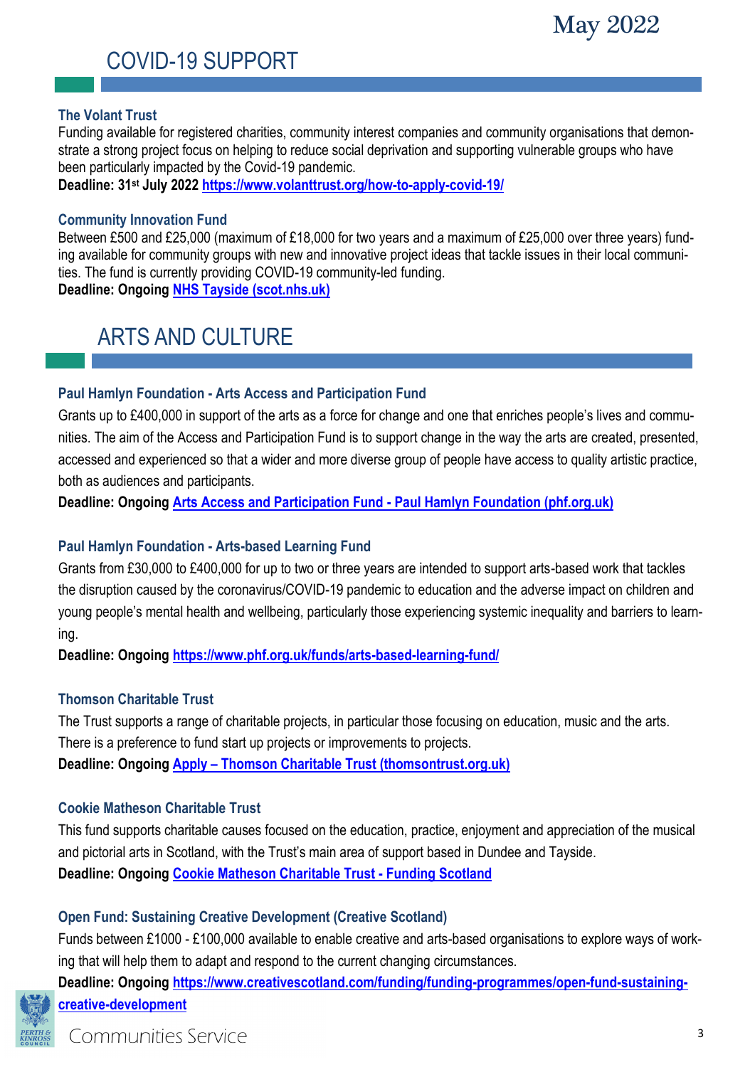## COVID-19 SUPPORT

### The Volant Trust

Funding available for registered charities, community interest companies and community organisations that demonstrate a strong project focus on helping to reduce social deprivation and supporting vulnerable groups who have been particularly impacted by the Covid-19 pandemic.

**Deadline: 31st July 2022** [https://www.volanttrust.org/how-to-apply-covid-19/](https://www.volanttrust.org/how-to-apply-covid-19/)

### Community Innovation Fund

Between £500 and £25,000 (maximum of £18,000 for two years and a maximum of £25,000 over three years) funding available for community groups with new and innovative project ideas that tackle issues in their local communities. The fund is currently providing COVID-19 community-led funding.

**Deadline: Ongoing** NHS Tayside (scot.nhs.uk)

## ARTS AND CULTURE

### Paul Hamlyn Foundation - Arts Access and Participation Fund

Grants up to £400,000 in support of the arts as a force for change and one that enriches people's lives and communities. The aim of the Access and Participation Fund is to support change in the way the arts are created, presented, accessed and experienced so that a wider and more diverse group of people have access to quality artistic practice, both as audiences and participants.

**Deadline: Ongoing** Arts Access and Participation Fund - Paul Hamlyn Foundation (phf.org.uk)

### Paul Hamlyn Foundation - Arts-based Learning Fund

Grants from £30,000 to £400,000 for up to two or three years are intended to support arts-based work that tackles the disruption caused by the coronavirus/COVID-19 pandemic to education and the adverse impact on children and young people's mental health and wellbeing, particularly those experiencing systemic inequality and barriers to learning.

**Deadline: Ongoing** [https://www.phf.org.uk/funds/arts-based-learning-fund/](https://www.phf.org.uk/funds/arts-based-learning-fund/)

### Thomson Charitable Trust

The Trust supports a range of charitable projects, in particular those focusing on education, music and the arts. There is a preference to fund start up projects or improvements to projects.

**Deadline: Ongoing** Apply – Thomson Charitable Trust (thomsontrust.org.uk)

### Cookie Matheson Charitable Trust

This fund supports charitable causes focused on the education, practice, enjoyment and appreciation of the musical and pictorial arts in Scotland, with the Trust's main area of support based in Dundee and Tayside.

**Deadline: Ongoing** Cookie Matheson Charitable Trust - Funding Scotland

### Open Fund: Sustaining Creative Development (Creative Scotland)

Funds between £1000 - £100,000 available to enable creative and arts-based organisations to explore ways of working that will help them to adapt and respond to the current changing circumstances.

**Deadline: Ongoing** [https://www.creativescotland.com/funding/funding-programmes/open-fund-sustaining-creative-development](https://www.creativescotland.com/funding/funding-programmes/open-fund-sustaining-creative-development)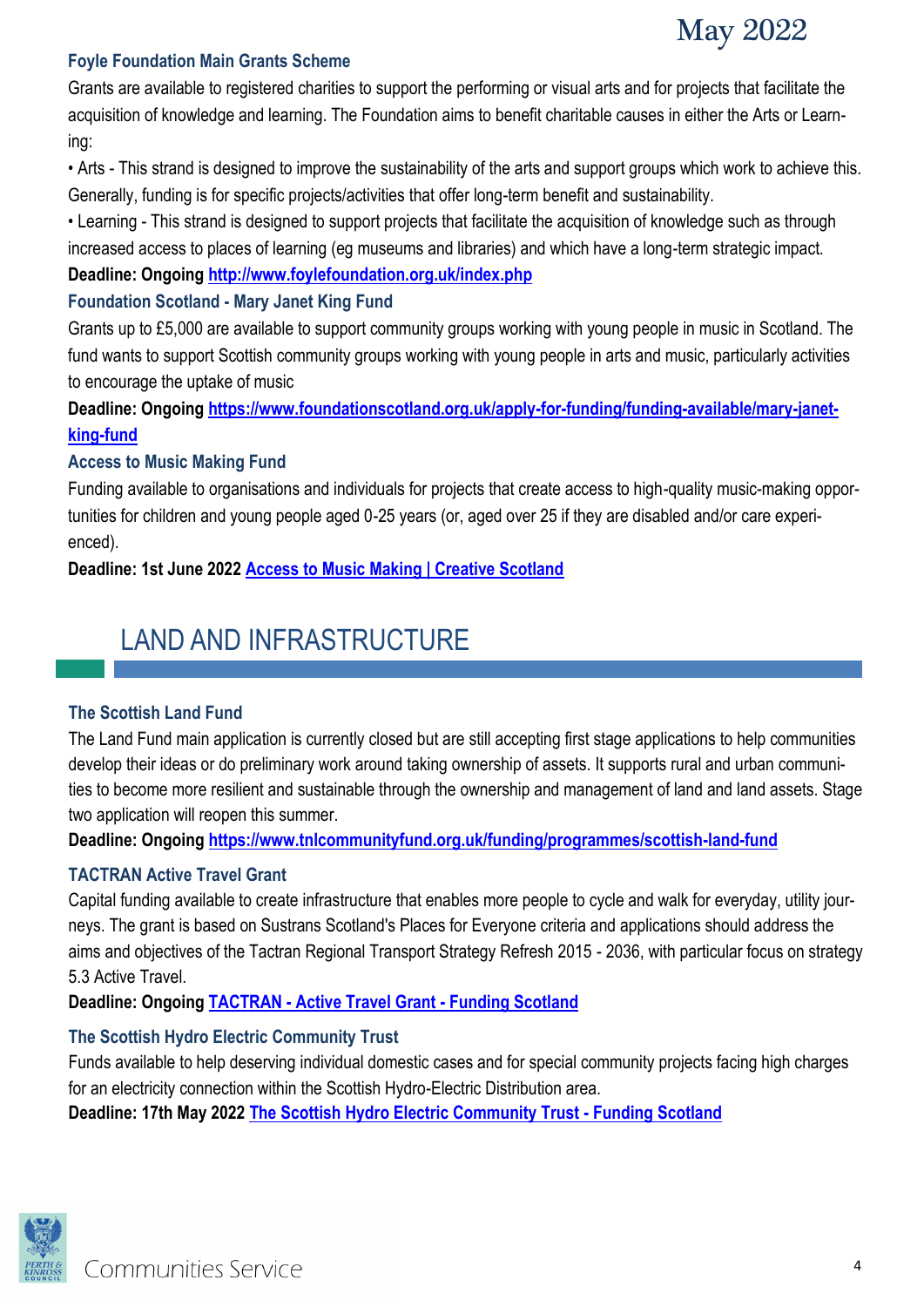### Foyle Foundation Main Grants Scheme

Grants are available to registered charities to support the performing or visual arts and for projects that facilitate the acquisition of knowledge and learning. The Foundation aims to benefit charitable causes in either the Arts or Learning:

• Arts - This strand is designed to improve the sustainability of the arts and support groups which work to achieve this. Generally, funding is for specific projects/activities that offer long-term benefit and sustainability.

• Learning - This strand is designed to support projects that facilitate the acquisition of knowledge such as through increased access to places of learning (eg museums and libraries) and which have a long-term strategic impact.

**Deadline: Ongoing** [http://www.foylefoundation.org.uk/index.php](http://www.foylefoundation.org.uk/index.php)

### Foundation Scotland - Mary Janet King Fund

Grants up to £5,000 are available to support community groups working with young people in music in Scotland. The fund wants to support Scottish community groups working with young people in arts and music, particularly activities to encourage the uptake of music

**Deadline: Ongoing** [https://www.foundationscotland.org.uk/apply-for-funding/funding-available/mary-janet-king-fund](https://www.foundationscotland.org.uk/apply-for-funding/funding-available/mary-janet-king-fund)

### Access to Music Making Fund

Funding available to organisations and individuals for projects that create access to high-quality music-making opportunities for children and young people aged 0-25 years (or, aged over 25 if they are disabled and/or care experienced).

**Deadline: 1st June 2022** Access to Music Making | Creative Scotland

## LAND AND INFRASTRUCTURE

### The Scottish Land Fund

The Land Fund main application is currently closed but are still accepting first stage applications to help communities develop their ideas or do preliminary work around taking ownership of assets. It supports rural and urban communities to become more resilient and sustainable through the ownership and management of land and land assets. Stage two application will reopen this summer.

**Deadline: Ongoing** [https://www.tnlcommunityfund.org.uk/funding/programmes/scottish-land-fund](https://www.tnlcommunityfund.org.uk/funding/programmes/scottish-land-fund)

### TACTRAN Active Travel Grant

Capital funding available to create infrastructure that enables more people to cycle and walk for everyday, utility journeys. The grant is based on Sustrans Scotland's Places for Everyone criteria and applications should address the aims and objectives of the Tactran Regional Transport Strategy Refresh 2015 - 2036, with particular focus on strategy 5.3 Active Travel.

**Deadline: Ongoing** TACTRAN - Active Travel Grant - Funding Scotland

### The Scottish Hydro Electric Community Trust

Funds available to help deserving individual domestic cases and for special community projects facing high charges for an electricity connection within the Scottish Hydro-Electric Distribution area.

**Deadline: 17th May 2022** The Scottish Hydro Electric Community Trust - Funding Scotland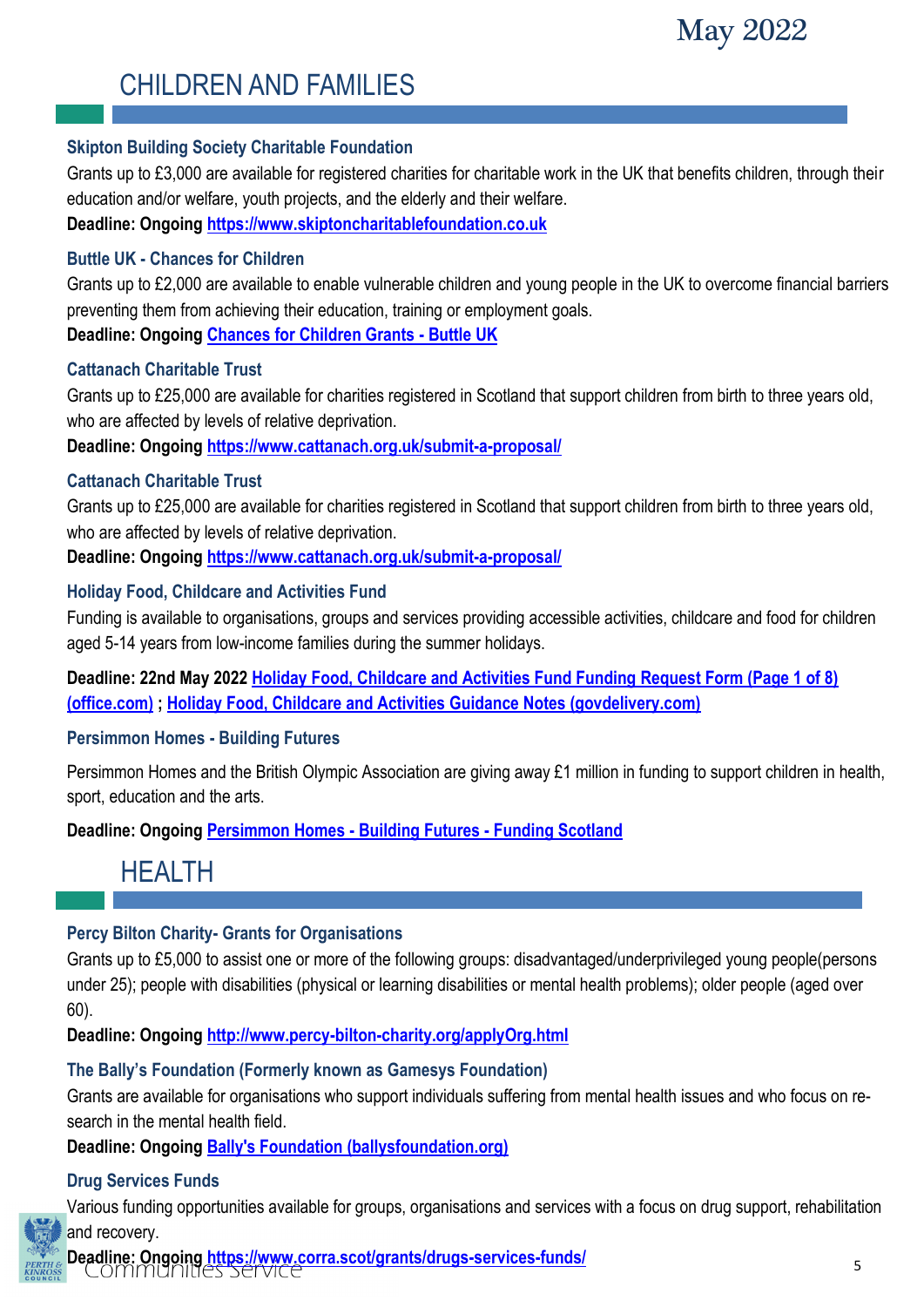# CHILDREN AND FAMILIES

### Skipton Building Society Charitable Foundation

Grants up to £3,000 are available for registered charities for charitable work in the UK that benefits children, through their education and/or welfare, youth projects, and the elderly and their welfare.

**Deadline: Ongoing** https://www.skiptoncharitablefoundation.co.uk

### Buttle UK - Chances for Children

Grants up to £2,000 are available to enable vulnerable children and young people in the UK to overcome financial barriers preventing them from achieving their education, training or employment goals.

**Deadline: Ongoing** Chances for Children Grants - Buttle UK

### Cattanach Charitable Trust

Grants up to £25,000 are available for charities registered in Scotland that support children from birth to three years old, who are affected by levels of relative deprivation.

**Deadline: Ongoing** https://www.cattanach.org.uk/submit-a-proposal/

### Cattanach Charitable Trust

Grants up to £25,000 are available for charities registered in Scotland that support children from birth to three years old, who are affected by levels of relative deprivation.

**Deadline: Ongoing** https://www.cattanach.org.uk/submit-a-proposal/

### Holiday Food, Childcare and Activities Fund

Funding is available to organisations, groups and services providing accessible activities, childcare and food for children aged 5-14 years from low-income families during the summer holidays.

**Deadline: 22nd May 2022** Holiday Food, Childcare and Activities Fund Funding Request Form (Page 1 of 8) (office.com) ; Holiday Food, Childcare and Activities Guidance Notes (govdelivery.com)

### Persimmon Homes - Building Futures

Persimmon Homes and the British Olympic Association are giving away £1 million in funding to support children in health, sport, education and the arts.

**Deadline: Ongoing** Persimmon Homes - Building Futures - Funding Scotland

# HEALTH

### Percy Bilton Charity- Grants for Organisations

Grants up to £5,000 to assist one or more of the following groups: disadvantaged/underprivileged young people(persons under 25); people with disabilities (physical or learning disabilities or mental health problems); older people (aged over 60).

**Deadline: Ongoing** http://www.percy-bilton-charity.org/applyOrg.html

### The Bally's Foundation (Formerly known as Gamesys Foundation)

Grants are available for organisations who support individuals suffering from mental health issues and who focus on research in the mental health field.

**Deadline: Ongoing** Bally's Foundation (ballysfoundation.org)

### Drug Services Funds

Various funding opportunities available for groups, organisations and services with a focus on drug support, rehabilitation and recovery.

**Deadline: Ongoing** https://www.corra.scot/grants/drugs-services-funds/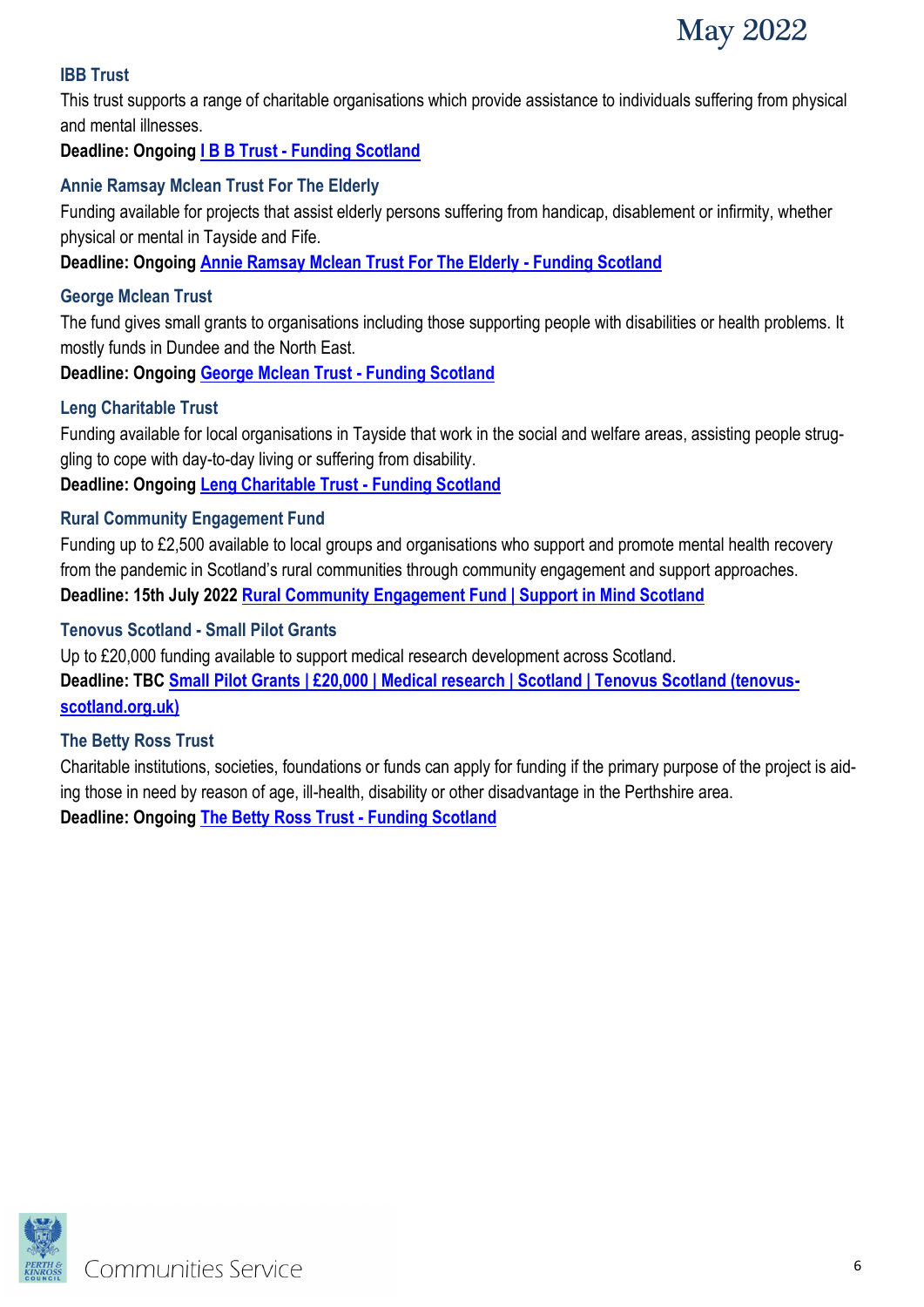### IBB Trust

This trust supports a range of charitable organisations which provide assistance to individuals suffering from physical and mental illnesses.

**Deadline: Ongoing** [I B B Trust - Funding Scotland]()

### Annie Ramsay Mclean Trust For The Elderly

Funding available for projects that assist elderly persons suffering from handicap, disablement or infirmity, whether physical or mental in Tayside and Fife.

**Deadline: Ongoing** [Annie Ramsay Mclean Trust For The Elderly - Funding Scotland]()

### George Mclean Trust

The fund gives small grants to organisations including those supporting people with disabilities or health problems. It mostly funds in Dundee and the North East.

**Deadline: Ongoing** [George Mclean Trust - Funding Scotland]()

### Leng Charitable Trust

Funding available for local organisations in Tayside that work in the social and welfare areas, assisting people struggling to cope with day-to-day living or suffering from disability.

**Deadline: Ongoing** [Leng Charitable Trust - Funding Scotland]()

### Rural Community Engagement Fund

Funding up to £2,500 available to local groups and organisations who support and promote mental health recovery from the pandemic in Scotland's rural communities through community engagement and support approaches.

**Deadline: 15th July 2022** [Rural Community Engagement Fund | Support in Mind Scotland]()

### Tenovus Scotland - Small Pilot Grants

Up to £20,000 funding available to support medical research development across Scotland.

**Deadline: TBC** [Small Pilot Grants | £20,000 | Medical research | Scotland | Tenovus Scotland (tenovus-scotland.org.uk)]()

### The Betty Ross Trust

Charitable institutions, societies, foundations or funds can apply for funding if the primary purpose of the project is aiding those in need by reason of age, ill-health, disability or other disadvantage in the Perthshire area.

**Deadline: Ongoing** [The Betty Ross Trust - Funding Scotland]()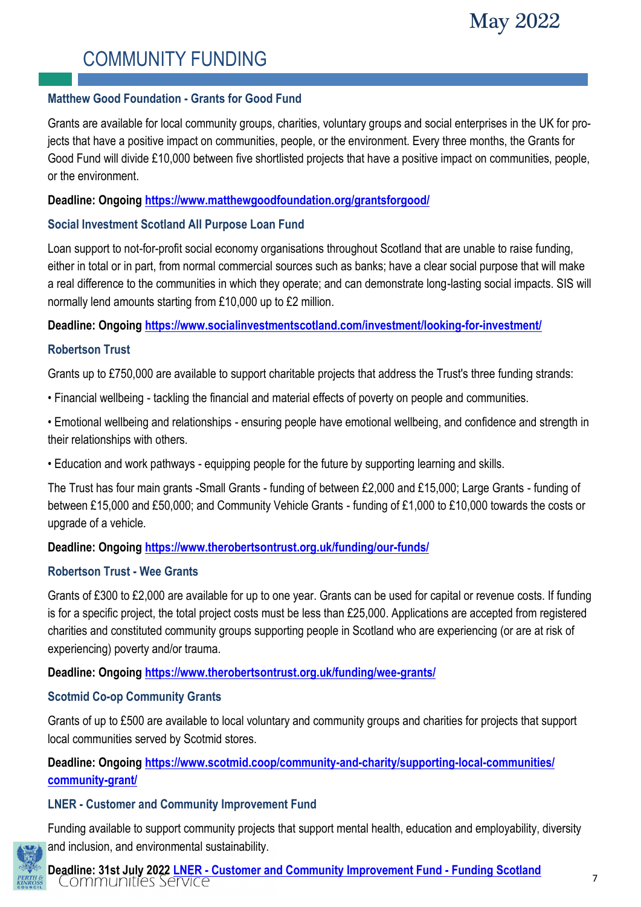# COMMUNITY FUNDING

### Matthew Good Foundation - Grants for Good Fund

Grants are available for local community groups, charities, voluntary groups and social enterprises in the UK for projects that have a positive impact on communities, people, or the environment. Every three months, the Grants for Good Fund will divide £10,000 between five shortlisted projects that have a positive impact on communities, people, or the environment.

**Deadline: Ongoing [https://www.matthewgoodfoundation.org/grantsforgood/](https://www.matthewgoodfoundation.org/grantsforgood/)**

### Social Investment Scotland All Purpose Loan Fund

Loan support to not-for-profit social economy organisations throughout Scotland that are unable to raise funding, either in total or in part, from normal commercial sources such as banks; have a clear social purpose that will make a real difference to the communities in which they operate; and can demonstrate long-lasting social impacts. SIS will normally lend amounts starting from £10,000 up to £2 million.

**Deadline: Ongoing [https://www.socialinvestmentscotland.com/investment/looking-for-investment/](https://www.socialinvestmentscotland.com/investment/looking-for-investment/)**

### Robertson Trust

Grants up to £750,000 are available to support charitable projects that address the Trust's three funding strands:

- Financial wellbeing - tackling the financial and material effects of poverty on people and communities.
- Emotional wellbeing and relationships - ensuring people have emotional wellbeing, and confidence and strength in their relationships with others.
- Education and work pathways - equipping people for the future by supporting learning and skills.

The Trust has four main grants -Small Grants - funding of between £2,000 and £15,000; Large Grants - funding of between £15,000 and £50,000; and Community Vehicle Grants - funding of £1,000 to £10,000 towards the costs or upgrade of a vehicle.

**Deadline: Ongoing [https://www.therobertsontrust.org.uk/funding/our-funds/](https://www.therobertsontrust.org.uk/funding/our-funds/)**

### Robertson Trust - Wee Grants

Grants of £300 to £2,000 are available for up to one year. Grants can be used for capital or revenue costs. If funding is for a specific project, the total project costs must be less than £25,000. Applications are accepted from registered charities and constituted community groups supporting people in Scotland who are experiencing (or are at risk of experiencing) poverty and/or trauma.

**Deadline: Ongoing [https://www.therobertsontrust.org.uk/funding/wee-grants/](https://www.therobertsontrust.org.uk/funding/wee-grants/)**

### Scotmid Co-op Community Grants

Grants of up to £500 are available to local voluntary and community groups and charities for projects that support local communities served by Scotmid stores.

**Deadline: Ongoing [https://www.scotmid.coop/community-and-charity/supporting-local-communities/community-grant/](https://www.scotmid.coop/community-and-charity/supporting-local-communities/community-grant/)**

### LNER - Customer and Community Improvement Fund

Funding available to support community projects that support mental health, education and employability, diversity and inclusion, and environmental sustainability.

**Deadline: 31st July 2022 LNER - Customer and Community Improvement Fund - Funding Scotland**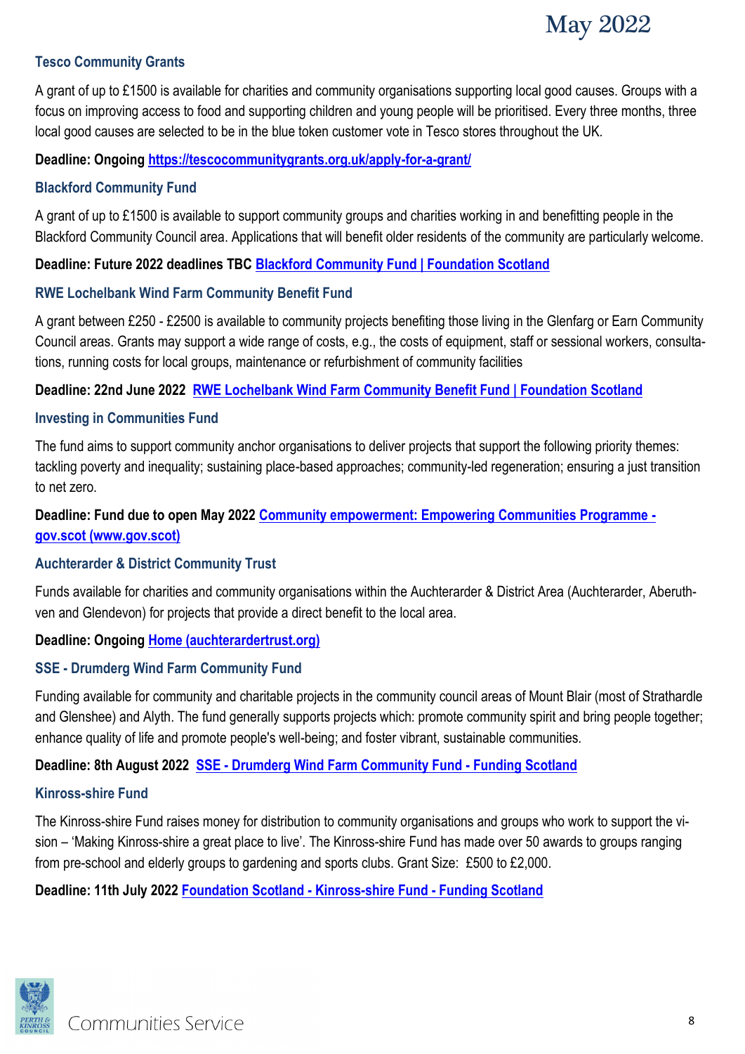### Tesco Community Grants

A grant of up to £1500 is available for charities and community organisations supporting local good causes. Groups with a focus on improving access to food and supporting children and young people will be prioritised. Every three months, three local good causes are selected to be in the blue token customer vote in Tesco stores throughout the UK.

**Deadline: Ongoing [https://tescocommunitygrants.org.uk/apply-for-a-grant/](https://tescocommunitygrants.org.uk/apply-for-a-grant/)**

### Blackford Community Fund

A grant of up to £1500 is available to support community groups and charities working in and benefitting people in the Blackford Community Council area. Applications that will benefit older residents of the community are particularly welcome.

**Deadline: Future 2022 deadlines TBC Blackford Community Fund | Foundation Scotland**

### RWE Lochelbank Wind Farm Community Benefit Fund

A grant between £250 - £2500 is available to community projects benefiting those living in the Glenfarg or Earn Community Council areas. Grants may support a wide range of costs, e.g., the costs of equipment, staff or sessional workers, consultations, running costs for local groups, maintenance or refurbishment of community facilities

**Deadline: 22nd June 2022 RWE Lochelbank Wind Farm Community Benefit Fund | Foundation Scotland**

### Investing in Communities Fund

The fund aims to support community anchor organisations to deliver projects that support the following priority themes: tackling poverty and inequality; sustaining place-based approaches; community-led regeneration; ensuring a just transition to net zero.

**Deadline: Fund due to open May 2022 Community empowerment: Empowering Communities Programme - gov.scot (www.gov.scot)**

### Auchterarder & District Community Trust

Funds available for charities and community organisations within the Auchterarder & District Area (Auchterarder, Aberuthven and Glendevon) for projects that provide a direct benefit to the local area.

**Deadline: Ongoing Home (auchterardertrust.org)**

### SSE - Drumderg Wind Farm Community Fund

Funding available for community and charitable projects in the community council areas of Mount Blair (most of Strathardle and Glenshee) and Alyth. The fund generally supports projects which: promote community spirit and bring people together; enhance quality of life and promote people's well-being; and foster vibrant, sustainable communities.

**Deadline: 8th August 2022 SSE - Drumderg Wind Farm Community Fund - Funding Scotland**

### Kinross-shire Fund

The Kinross-shire Fund raises money for distribution to community organisations and groups who work to support the vision – 'Making Kinross-shire a great place to live'. The Kinross-shire Fund has made over 50 awards to groups ranging from pre-school and elderly groups to gardening and sports clubs. Grant Size: £500 to £2,000.

**Deadline: 11th July 2022 Foundation Scotland - Kinross-shire Fund - Funding Scotland**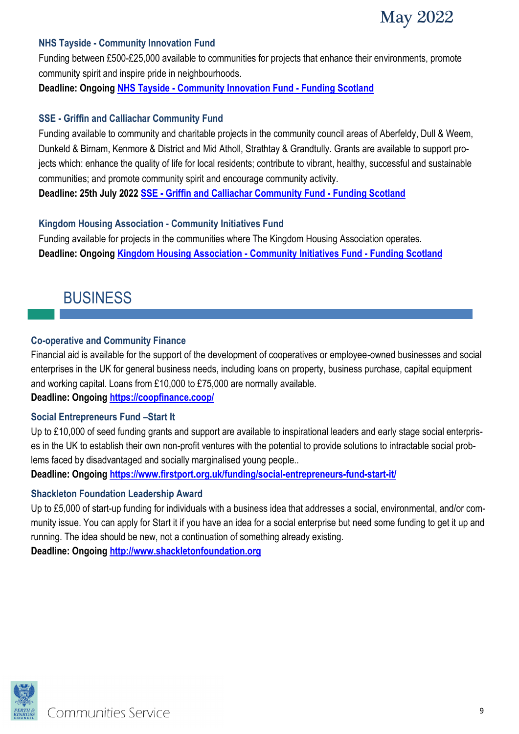### NHS Tayside - Community Innovation Fund

Funding between £500-£25,000 available to communities for projects that enhance their environments, promote community spirit and inspire pride in neighbourhoods.

**Deadline: Ongoing** NHS Tayside - Community Innovation Fund - Funding Scotland

### SSE - Griffin and Calliachar Community Fund

Funding available to community and charitable projects in the community council areas of Aberfeldy, Dull & Weem, Dunkeld & Birnam, Kenmore & District and Mid Atholl, Strathtay & Grandtully. Grants are available to support projects which: enhance the quality of life for local residents; contribute to vibrant, healthy, successful and sustainable communities; and promote community spirit and encourage community activity.

**Deadline: 25th July 2022** SSE - Griffin and Calliachar Community Fund - Funding Scotland

### Kingdom Housing Association - Community Initiatives Fund

Funding available for projects in the communities where The Kingdom Housing Association operates.

**Deadline: Ongoing** Kingdom Housing Association - Community Initiatives Fund - Funding Scotland

## BUSINESS

### Co-operative and Community Finance

Financial aid is available for the support of the development of cooperatives or employee-owned businesses and social enterprises in the UK for general business needs, including loans on property, business purchase, capital equipment and working capital. Loans from £10,000 to £75,000 are normally available.

**Deadline: Ongoing** https://coopfinance.coop/

### Social Entrepreneurs Fund –Start It

Up to £10,000 of seed funding grants and support are available to inspirational leaders and early stage social enterprises in the UK to establish their own non-profit ventures with the potential to provide solutions to intractable social problems faced by disadvantaged and socially marginalised young people..

**Deadline: Ongoing** https://www.firstport.org.uk/funding/social-entrepreneurs-fund-start-it/

### Shackleton Foundation Leadership Award

Up to £5,000 of start-up funding for individuals with a business idea that addresses a social, environmental, and/or community issue. You can apply for Start it if you have an idea for a social enterprise but need some funding to get it up and running. The idea should be new, not a continuation of something already existing.

**Deadline: Ongoing** http://www.shackletonfoundation.org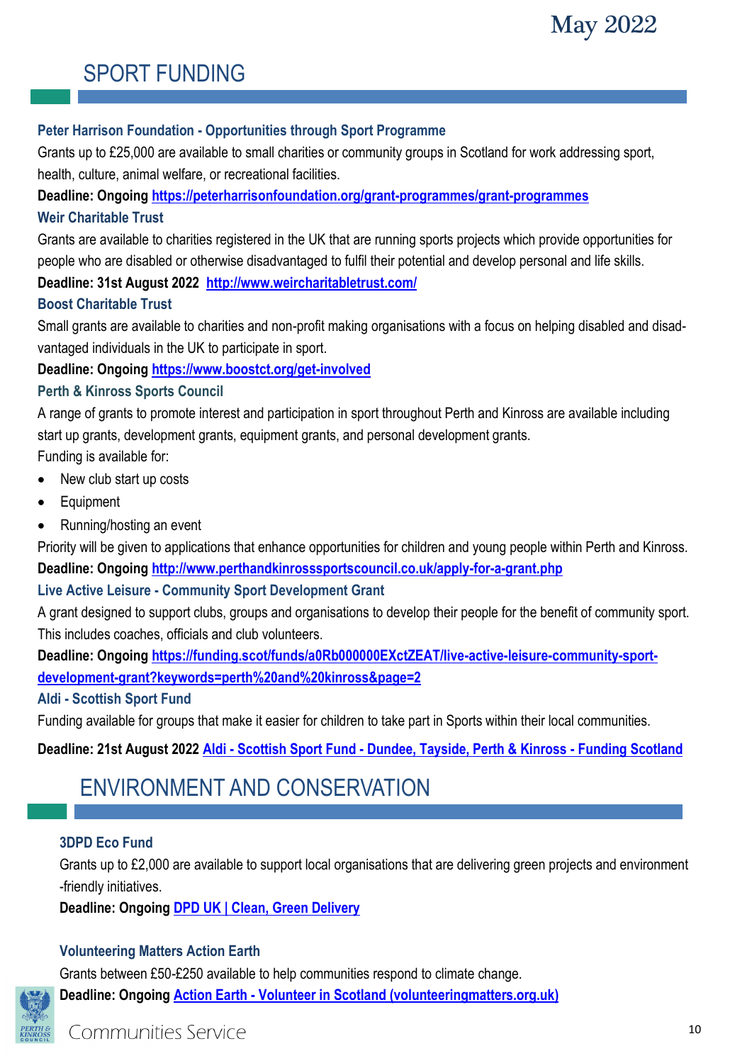## SPORT FUNDING

### Peter Harrison Foundation - Opportunities through Sport Programme

Grants up to £25,000 are available to small charities or community groups in Scotland for work addressing sport, health, culture, animal welfare, or recreational facilities.

**Deadline: Ongoing [https://peterharrisonfoundation.org/grant-programmes/grant-programmes](https://peterharrisonfoundation.org/grant-programmes/grant-programmes)**

### Weir Charitable Trust

Grants are available to charities registered in the UK that are running sports projects which provide opportunities for people who are disabled or otherwise disadvantaged to fulfil their potential and develop personal and life skills.

**Deadline: 31st August 2022 [http://www.weircharitabletrust.com/](http://www.weircharitabletrust.com/)**

### Boost Charitable Trust

Small grants are available to charities and non-profit making organisations with a focus on helping disabled and disadvantaged individuals in the UK to participate in sport.

**Deadline: Ongoing [https://www.boostct.org/get-involved](https://www.boostct.org/get-involved)**

### Perth & Kinross Sports Council

A range of grants to promote interest and participation in sport throughout Perth and Kinross are available including start up grants, development grants, equipment grants, and personal development grants.

Funding is available for:

- New club start up costs
- Equipment
- Running/hosting an event

Priority will be given to applications that enhance opportunities for children and young people within Perth and Kinross.

**Deadline: Ongoing [http://www.perthandkinrosssportscouncil.co.uk/apply-for-a-grant.php](http://www.perthandkinrosssportscouncil.co.uk/apply-for-a-grant.php)**

### Live Active Leisure - Community Sport Development Grant

A grant designed to support clubs, groups and organisations to develop their people for the benefit of community sport. This includes coaches, officials and club volunteers.

**Deadline: Ongoing [https://funding.scot/funds/a0Rb000000EXctZEAT/live-active-leisure-community-sport-development-grant?keywords=perth%20and%20kinross&page=2](https://funding.scot/funds/a0Rb000000EXctZEAT/live-active-leisure-community-sport-development-grant?keywords=perth%20and%20kinross&page=2)**

### Aldi - Scottish Sport Fund

Funding available for groups that make it easier for children to take part in Sports within their local communities.

**Deadline: 21st August 2022 Aldi - Scottish Sport Fund - Dundee, Tayside, Perth & Kinross - Funding Scotland**

## ENVIRONMENT AND CONSERVATION

### 3DPD Eco Fund

Grants up to £2,000 are available to support local organisations that are delivering green projects and environment-friendly initiatives.

**Deadline: Ongoing DPD UK | Clean, Green Delivery**

### Volunteering Matters Action Earth

Grants between £50-£250 available to help communities respond to climate change.

**Deadline: Ongoing Action Earth - Volunteer in Scotland (volunteeringmatters.org.uk)**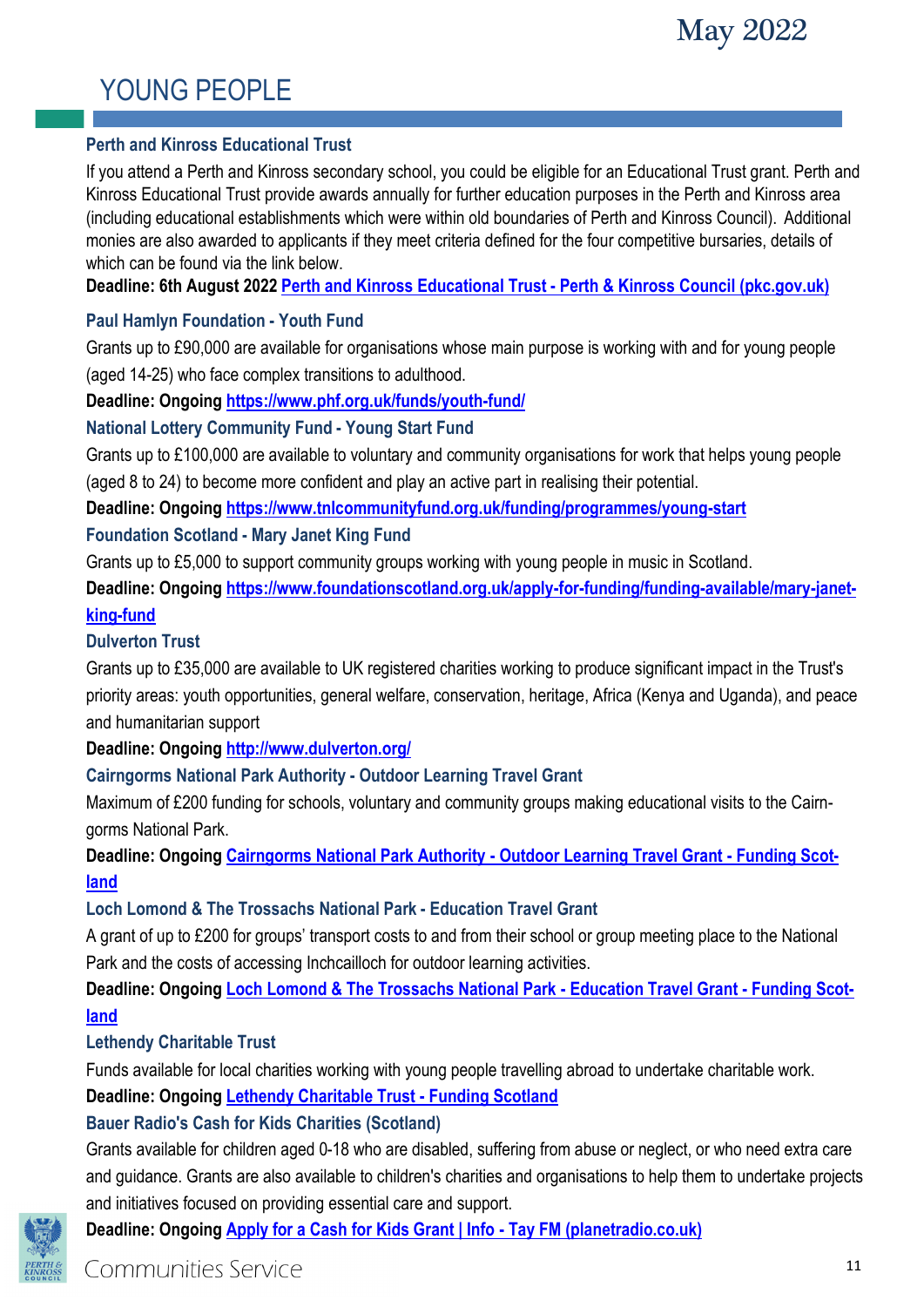# YOUNG PEOPLE

### Perth and Kinross Educational Trust

If you attend a Perth and Kinross secondary school, you could be eligible for an Educational Trust grant. Perth and Kinross Educational Trust provide awards annually for further education purposes in the Perth and Kinross area (including educational establishments which were within old boundaries of Perth and Kinross Council). Additional monies are also awarded to applicants if they meet criteria defined for the four competitive bursaries, details of which can be found via the link below.

**Deadline: 6th August 2022** [Perth and Kinross Educational Trust - Perth & Kinross Council (pkc.gov.uk)]

### Paul Hamlyn Foundation - Youth Fund

Grants up to £90,000 are available for organisations whose main purpose is working with and for young people (aged 14-25) who face complex transitions to adulthood.

**Deadline: Ongoing** https://www.phf.org.uk/funds/youth-fund/

### National Lottery Community Fund - Young Start Fund

Grants up to £100,000 are available to voluntary and community organisations for work that helps young people (aged 8 to 24) to become more confident and play an active part in realising their potential.

**Deadline: Ongoing** https://www.tnlcommunityfund.org.uk/funding/programmes/young-start

### Foundation Scotland - Mary Janet King Fund

Grants up to £5,000 to support community groups working with young people in music in Scotland.

**Deadline: Ongoing** https://www.foundationscotland.org.uk/apply-for-funding/funding-available/mary-janet-king-fund

### Dulverton Trust

Grants up to £35,000 are available to UK registered charities working to produce significant impact in the Trust's priority areas: youth opportunities, general welfare, conservation, heritage, Africa (Kenya and Uganda), and peace and humanitarian support

**Deadline: Ongoing** http://www.dulverton.org/

### Cairngorms National Park Authority - Outdoor Learning Travel Grant

Maximum of £200 funding for schools, voluntary and community groups making educational visits to the Cairngorms National Park.

**Deadline: Ongoing** [Cairngorms National Park Authority - Outdoor Learning Travel Grant - Funding Scotland]

### Loch Lomond & The Trossachs National Park - Education Travel Grant

A grant of up to £200 for groups' transport costs to and from their school or group meeting place to the National Park and the costs of accessing Inchcailloch for outdoor learning activities.

**Deadline: Ongoing** [Loch Lomond & The Trossachs National Park - Education Travel Grant - Funding Scotland]

### Lethendy Charitable Trust

Funds available for local charities working with young people travelling abroad to undertake charitable work.

**Deadline: Ongoing** [Lethendy Charitable Trust - Funding Scotland]

### Bauer Radio's Cash for Kids Charities (Scotland)

Grants available for children aged 0-18 who are disabled, suffering from abuse or neglect, or who need extra care and guidance. Grants are also available to children's charities and organisations to help them to undertake projects and initiatives focused on providing essential care and support.

**Deadline: Ongoing** [Apply for a Cash for Kids Grant | Info - Tay FM (planetradio.co.uk)]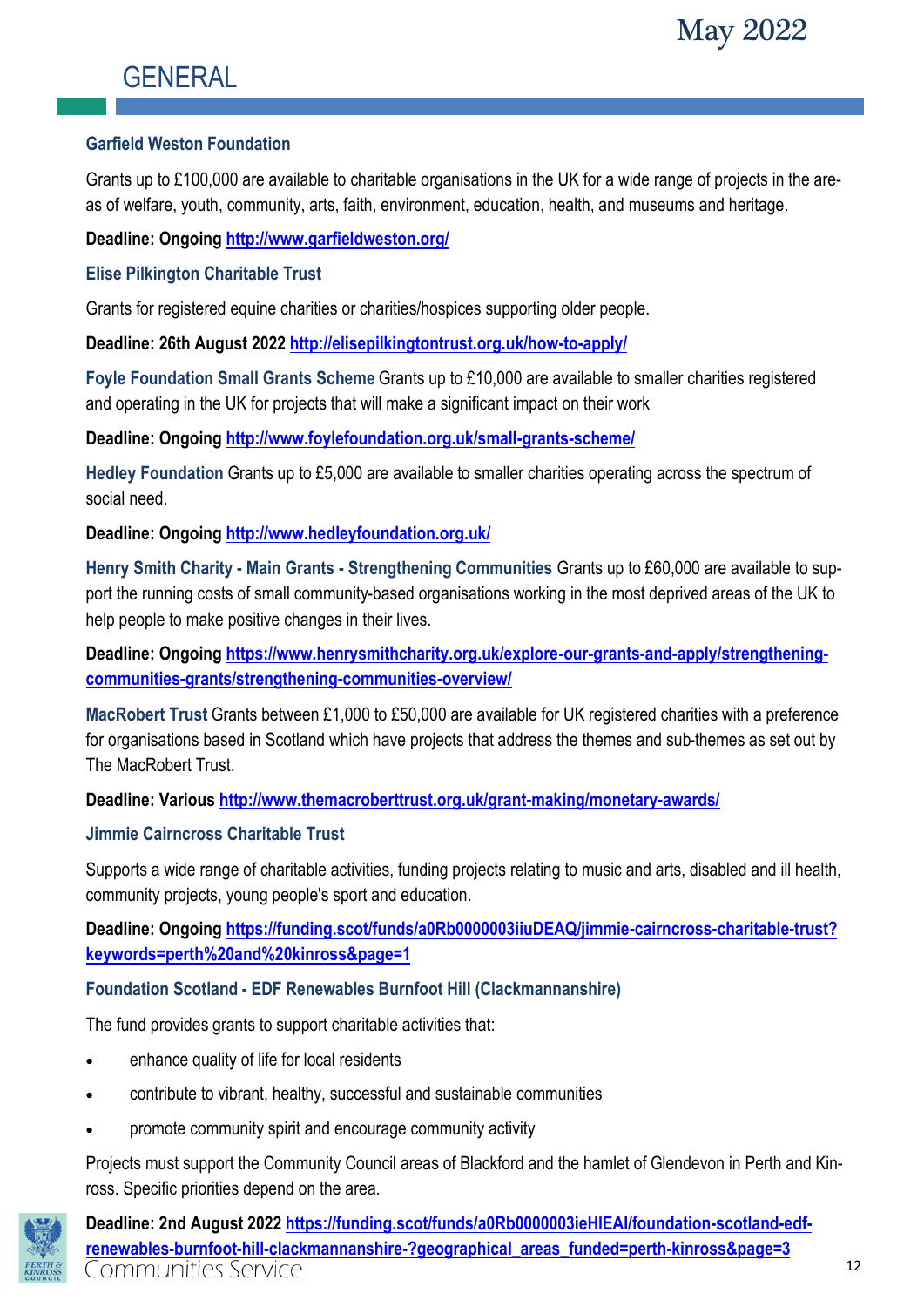# GENERAL

### Garfield Weston Foundation

Grants up to £100,000 are available to charitable organisations in the UK for a wide range of projects in the areas of welfare, youth, community, arts, faith, environment, education, health, and museums and heritage.

**Deadline: Ongoing** [http://www.garfieldweston.org/](http://www.garfieldweston.org/)

### Elise Pilkington Charitable Trust

Grants for registered equine charities or charities/hospices supporting older people.

**Deadline: 26th August 2022** [http://elisepilkingtontrust.org.uk/how-to-apply/](http://elisepilkingtontrust.org.uk/how-to-apply/)

**Foyle Foundation Small Grants Scheme** Grants up to £10,000 are available to smaller charities registered and operating in the UK for projects that will make a significant impact on their work

**Deadline: Ongoing** [http://www.foylefoundation.org.uk/small-grants-scheme/](http://www.foylefoundation.org.uk/small-grants-scheme/)

**Hedley Foundation** Grants up to £5,000 are available to smaller charities operating across the spectrum of social need.

**Deadline: Ongoing** [http://www.hedleyfoundation.org.uk/](http://www.hedleyfoundation.org.uk/)

**Henry Smith Charity - Main Grants - Strengthening Communities** Grants up to £60,000 are available to support the running costs of small community-based organisations working in the most deprived areas of the UK to help people to make positive changes in their lives.

**Deadline: Ongoing** [https://www.henrysmithcharity.org.uk/explore-our-grants-and-apply/strengthening-communities-grants/strengthening-communities-overview/](https://www.henrysmithcharity.org.uk/explore-our-grants-and-apply/strengthening-communities-grants/strengthening-communities-overview/)

**MacRobert Trust** Grants between £1,000 to £50,000 are available for UK registered charities with a preference for organisations based in Scotland which have projects that address the themes and sub-themes as set out by The MacRobert Trust.

**Deadline: Various** [http://www.themacroberttrust.org.uk/grant-making/monetary-awards/](http://www.themacroberttrust.org.uk/grant-making/monetary-awards/)

### Jimmie Cairncross Charitable Trust

Supports a wide range of charitable activities, funding projects relating to music and arts, disabled and ill health, community projects, young people's sport and education.

**Deadline: Ongoing** [https://funding.scot/funds/a0Rb0000003iiuDEAQ/jimmie-cairncross-charitable-trust?keywords=perth%20and%20kinross&page=1](https://funding.scot/funds/a0Rb0000003iiuDEAQ/jimmie-cairncross-charitable-trust?keywords=perth%20and%20kinross&page=1)

### Foundation Scotland - EDF Renewables Burnfoot Hill (Clackmannanshire)

The fund provides grants to support charitable activities that:

- enhance quality of life for local residents
- contribute to vibrant, healthy, successful and sustainable communities
- promote community spirit and encourage community activity

Projects must support the Community Council areas of Blackford and the hamlet of Glendevon in Perth and Kinross. Specific priorities depend on the area.

**Deadline: 2nd August 2022** [https://funding.scot/funds/a0Rb0000003ieHIEAI/foundation-scotland-edf-renewables-burnfoot-hill-clackmannanshire-?geographical_areas_funded=perth-kinross&page=3](https://funding.scot/funds/a0Rb0000003ieHIEAI/foundation-scotland-edf-renewables-burnfoot-hill-clackmannanshire-?geographical_areas_funded=perth-kinross&page=3)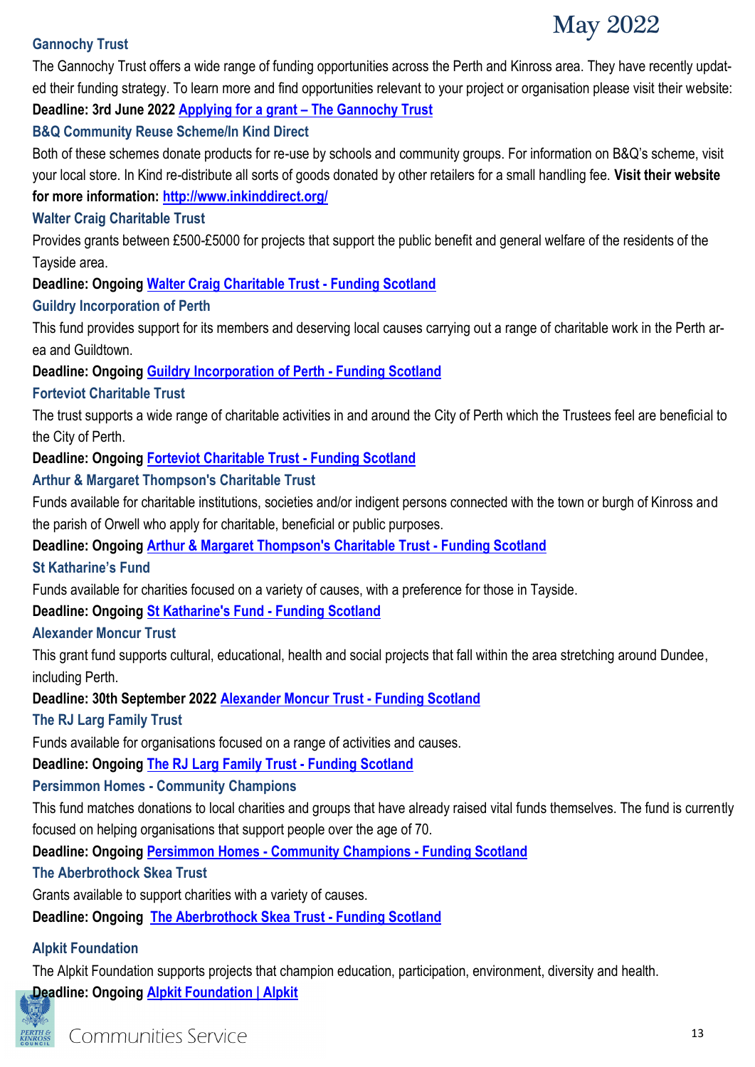### Gannochy Trust

The Gannochy Trust offers a wide range of funding opportunities across the Perth and Kinross area. They have recently updated their funding strategy. To learn more and find opportunities relevant to your project or organisation please visit their website:

**Deadline: 3rd June 2022** [Applying for a grant – The Gannochy Trust]

### B&Q Community Reuse Scheme/In Kind Direct

Both of these schemes donate products for re-use by schools and community groups. For information on B&Q's scheme, visit your local store. In Kind re-distribute all sorts of goods donated by other retailers for a small handling fee. **Visit their website for more information: http://www.inkinddirect.org/**

### Walter Craig Charitable Trust

Provides grants between £500-£5000 for projects that support the public benefit and general welfare of the residents of the Tayside area.

**Deadline: Ongoing** Walter Craig Charitable Trust - Funding Scotland

### Guildry Incorporation of Perth

This fund provides support for its members and deserving local causes carrying out a range of charitable work in the Perth area and Guildtown.

**Deadline: Ongoing** Guildry Incorporation of Perth - Funding Scotland

### Forteviot Charitable Trust

The trust supports a wide range of charitable activities in and around the City of Perth which the Trustees feel are beneficial to the City of Perth.

**Deadline: Ongoing** Forteviot Charitable Trust - Funding Scotland

### Arthur & Margaret Thompson's Charitable Trust

Funds available for charitable institutions, societies and/or indigent persons connected with the town or burgh of Kinross and the parish of Orwell who apply for charitable, beneficial or public purposes.

**Deadline: Ongoing** Arthur & Margaret Thompson's Charitable Trust - Funding Scotland

### St Katharine's Fund

Funds available for charities focused on a variety of causes, with a preference for those in Tayside.

**Deadline: Ongoing** St Katharine's Fund - Funding Scotland

### Alexander Moncur Trust

This grant fund supports cultural, educational, health and social projects that fall within the area stretching around Dundee, including Perth.

**Deadline: 30th September 2022** Alexander Moncur Trust - Funding Scotland

### The RJ Larg Family Trust

Funds available for organisations focused on a range of activities and causes.

**Deadline: Ongoing** The RJ Larg Family Trust - Funding Scotland

### Persimmon Homes - Community Champions

This fund matches donations to local charities and groups that have already raised vital funds themselves. The fund is currently focused on helping organisations that support people over the age of 70.

**Deadline: Ongoing** Persimmon Homes - Community Champions - Funding Scotland

### The Aberbrothock Skea Trust

Grants available to support charities with a variety of causes.

**Deadline: Ongoing** The Aberbrothock Skea Trust - Funding Scotland

### Alpkit Foundation

The Alpkit Foundation supports projects that champion education, participation, environment, diversity and health.

**Deadline: Ongoing** Alpkit Foundation | Alpkit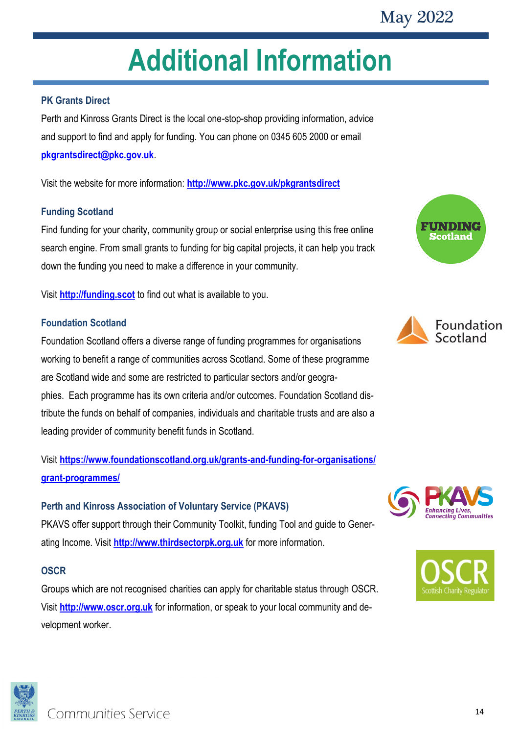# Additional Information

### PK Grants Direct

Perth and Kinross Grants Direct is the local one-stop-shop providing information, advice and support to find and apply for funding. You can phone on 0345 605 2000 or email **pkgrantsdirect@pkc.gov.uk**.

Visit the website for more information: **http://www.pkc.gov.uk/pkgrantsdirect**

### Funding Scotland

Find funding for your charity, community group or social enterprise using this free online search engine. From small grants to funding for big capital projects, it can help you track down the funding you need to make a difference in your community.

Visit **http://funding.scot** to find out what is available to you.

### Foundation Scotland

Foundation Scotland offers a diverse range of funding programmes for organisations working to benefit a range of communities across Scotland. Some of these programme are Scotland wide and some are restricted to particular sectors and/or geographies. Each programme has its own criteria and/or outcomes. Foundation Scotland distribute the funds on behalf of companies, individuals and charitable trusts and are also a leading provider of community benefit funds in Scotland.

Visit **https://www.foundationscotland.org.uk/grants-and-funding-for-organisations/grant-programmes/**

### Perth and Kinross Association of Voluntary Service (PKAVS)

PKAVS offer support through their Community Toolkit, funding Tool and guide to Generating Income. Visit **http://www.thirdsectorpk.org.uk** for more information.

### OSCR

Groups which are not recognised charities can apply for charitable status through OSCR. Visit **http://www.oscr.org.uk** for information, or speak to your local community and development worker.